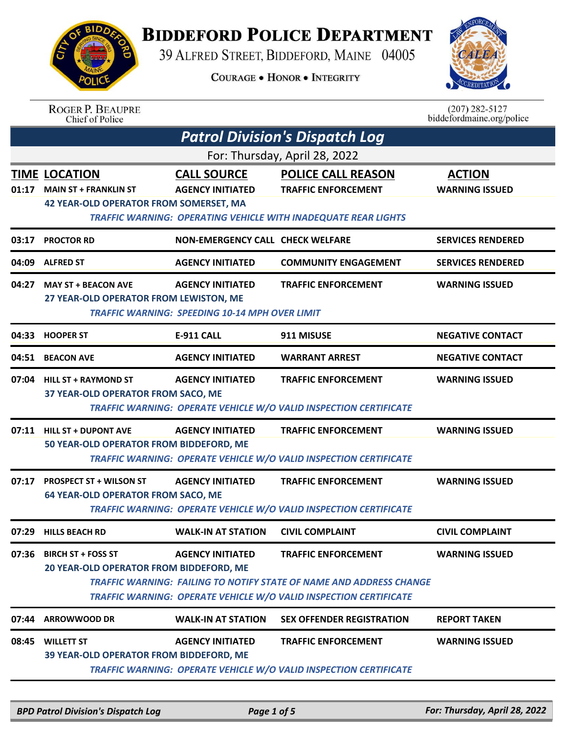# BIDDEFORD POLICE DEPARTMENT

39 ALFRED STREET, BIDDEFORD, MAINE 04005

COURAGE • HONOR • INTEGRITY

ROGER P. BEAUPRE
Chief of Police

(207) 282-5127
biddefordmaine.org/police

## *Patrol Division's Dispatch Log*

For: Thursday, April 28, 2022

| TIME | LOCATION | CALL SOURCE | POLICE CALL REASON | ACTION |
|---|---|---|---|---|
| 01:17 | MAIN ST + FRANKLIN ST | AGENCY INITIATED | TRAFFIC ENFORCEMENT | WARNING ISSUED |
| | 42 YEAR-OLD OPERATOR FROM SOMERSET, MA | | | |
| | *TRAFFIC WARNING: OPERATING VEHICLE WITH INADEQUATE REAR LIGHTS* | | | |
| 03:17 | PROCTOR RD | NON-EMERGENCY CALL | CHECK WELFARE | SERVICES RENDERED |
| 04:09 | ALFRED ST | AGENCY INITIATED | COMMUNITY ENGAGEMENT | SERVICES RENDERED |
| 04:27 | MAY ST + BEACON AVE | AGENCY INITIATED | TRAFFIC ENFORCEMENT | WARNING ISSUED |
| | 27 YEAR-OLD OPERATOR FROM LEWISTON, ME | | | |
| | *TRAFFIC WARNING: SPEEDING 10-14 MPH OVER LIMIT* | | | |
| 04:33 | HOOPER ST | E-911 CALL | 911 MISUSE | NEGATIVE CONTACT |
| 04:51 | BEACON AVE | AGENCY INITIATED | WARRANT ARREST | NEGATIVE CONTACT |
| 07:04 | HILL ST + RAYMOND ST | AGENCY INITIATED | TRAFFIC ENFORCEMENT | WARNING ISSUED |
| | 37 YEAR-OLD OPERATOR FROM SACO, ME | | | |
| | *TRAFFIC WARNING: OPERATE VEHICLE W/O VALID INSPECTION CERTIFICATE* | | | |
| 07:11 | HILL ST + DUPONT AVE | AGENCY INITIATED | TRAFFIC ENFORCEMENT | WARNING ISSUED |
| | 50 YEAR-OLD OPERATOR FROM BIDDEFORD, ME | | | |
| | *TRAFFIC WARNING: OPERATE VEHICLE W/O VALID INSPECTION CERTIFICATE* | | | |
| 07:17 | PROSPECT ST + WILSON ST | AGENCY INITIATED | TRAFFIC ENFORCEMENT | WARNING ISSUED |
| | 64 YEAR-OLD OPERATOR FROM SACO, ME | | | |
| | *TRAFFIC WARNING: OPERATE VEHICLE W/O VALID INSPECTION CERTIFICATE* | | | |
| 07:29 | HILLS BEACH RD | WALK-IN AT STATION | CIVIL COMPLAINT | CIVIL COMPLAINT |
| 07:36 | BIRCH ST + FOSS ST | AGENCY INITIATED | TRAFFIC ENFORCEMENT | WARNING ISSUED |
| | 20 YEAR-OLD OPERATOR FROM BIDDEFORD, ME | | | |
| | *TRAFFIC WARNING: FAILING TO NOTIFY STATE OF NAME AND ADDRESS CHANGE* | | | |
| | *TRAFFIC WARNING: OPERATE VEHICLE W/O VALID INSPECTION CERTIFICATE* | | | |
| 07:44 | ARROWWOOD DR | WALK-IN AT STATION | SEX OFFENDER REGISTRATION | REPORT TAKEN |
| 08:45 | WILLETT ST | AGENCY INITIATED | TRAFFIC ENFORCEMENT | WARNING ISSUED |
| | 39 YEAR-OLD OPERATOR FROM BIDDEFORD, ME | | | |
| | *TRAFFIC WARNING: OPERATE VEHICLE W/O VALID INSPECTION CERTIFICATE* | | | |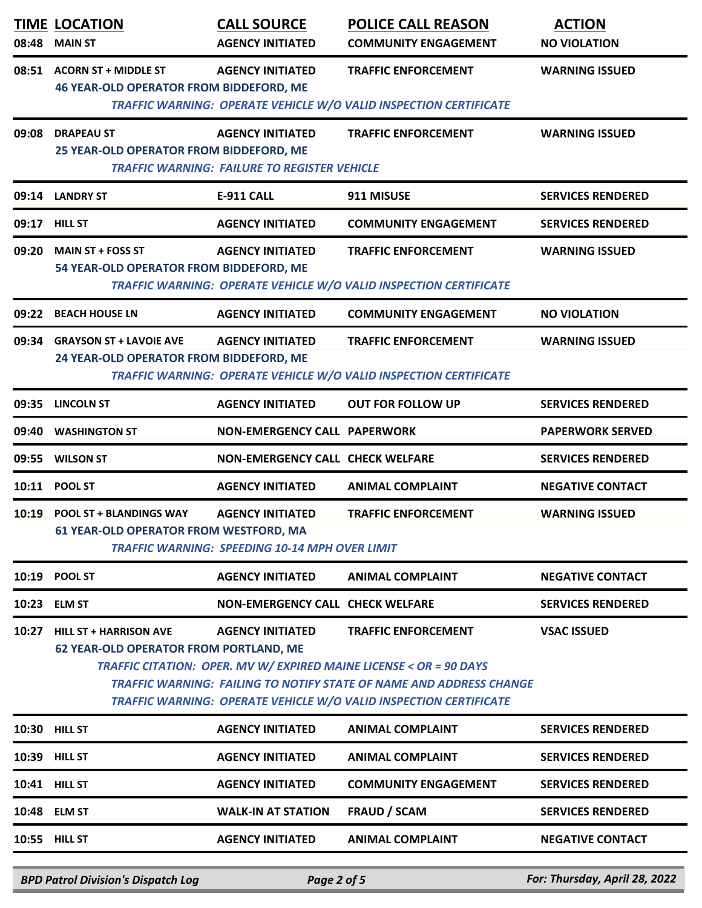| TIME | LOCATION | CALL SOURCE | POLICE CALL REASON | ACTION |
|---|---|---|---|---|
| 08:48 | MAIN ST | AGENCY INITIATED | COMMUNITY ENGAGEMENT | NO VIOLATION |
| 08:51 | ACORN ST + MIDDLE ST | AGENCY INITIATED | TRAFFIC ENFORCEMENT | WARNING ISSUED |
| | 46 YEAR-OLD OPERATOR FROM BIDDEFORD, ME<br>*TRAFFIC WARNING: OPERATE VEHICLE W/O VALID INSPECTION CERTIFICATE* | | | |
| 09:08 | DRAPEAU ST | AGENCY INITIATED | TRAFFIC ENFORCEMENT | WARNING ISSUED |
| | 25 YEAR-OLD OPERATOR FROM BIDDEFORD, ME<br>*TRAFFIC WARNING: FAILURE TO REGISTER VEHICLE* | | | |
| 09:14 | LANDRY ST | E-911 CALL | 911 MISUSE | SERVICES RENDERED |
| 09:17 | HILL ST | AGENCY INITIATED | COMMUNITY ENGAGEMENT | SERVICES RENDERED |
| 09:20 | MAIN ST + FOSS ST | AGENCY INITIATED | TRAFFIC ENFORCEMENT | WARNING ISSUED |
| | 54 YEAR-OLD OPERATOR FROM BIDDEFORD, ME<br>*TRAFFIC WARNING: OPERATE VEHICLE W/O VALID INSPECTION CERTIFICATE* | | | |
| 09:22 | BEACH HOUSE LN | AGENCY INITIATED | COMMUNITY ENGAGEMENT | NO VIOLATION |
| 09:34 | GRAYSON ST + LAVOIE AVE | AGENCY INITIATED | TRAFFIC ENFORCEMENT | WARNING ISSUED |
| | 24 YEAR-OLD OPERATOR FROM BIDDEFORD, ME<br>*TRAFFIC WARNING: OPERATE VEHICLE W/O VALID INSPECTION CERTIFICATE* | | | |
| 09:35 | LINCOLN ST | AGENCY INITIATED | OUT FOR FOLLOW UP | SERVICES RENDERED |
| 09:40 | WASHINGTON ST | NON-EMERGENCY CALL | PAPERWORK | PAPERWORK SERVED |
| 09:55 | WILSON ST | NON-EMERGENCY CALL | CHECK WELFARE | SERVICES RENDERED |
| 10:11 | POOL ST | AGENCY INITIATED | ANIMAL COMPLAINT | NEGATIVE CONTACT |
| 10:19 | POOL ST + BLANDINGS WAY | AGENCY INITIATED | TRAFFIC ENFORCEMENT | WARNING ISSUED |
| | 61 YEAR-OLD OPERATOR FROM WESTFORD, MA<br>*TRAFFIC WARNING: SPEEDING 10-14 MPH OVER LIMIT* | | | |
| 10:19 | POOL ST | AGENCY INITIATED | ANIMAL COMPLAINT | NEGATIVE CONTACT |
| 10:23 | ELM ST | NON-EMERGENCY CALL | CHECK WELFARE | SERVICES RENDERED |
| 10:27 | HILL ST + HARRISON AVE | AGENCY INITIATED | TRAFFIC ENFORCEMENT | VSAC ISSUED |
| | 62 YEAR-OLD OPERATOR FROM PORTLAND, ME<br>*TRAFFIC CITATION: OPER. MV W/ EXPIRED MAINE LICENSE < OR = 90 DAYS*<br>*TRAFFIC WARNING: FAILING TO NOTIFY STATE OF NAME AND ADDRESS CHANGE*<br>*TRAFFIC WARNING: OPERATE VEHICLE W/O VALID INSPECTION CERTIFICATE* | | | |
| 10:30 | HILL ST | AGENCY INITIATED | ANIMAL COMPLAINT | SERVICES RENDERED |
| 10:39 | HILL ST | AGENCY INITIATED | ANIMAL COMPLAINT | SERVICES RENDERED |
| 10:41 | HILL ST | AGENCY INITIATED | COMMUNITY ENGAGEMENT | SERVICES RENDERED |
| 10:48 | ELM ST | WALK-IN AT STATION | FRAUD / SCAM | SERVICES RENDERED |
| 10:55 | HILL ST | AGENCY INITIATED | ANIMAL COMPLAINT | NEGATIVE CONTACT |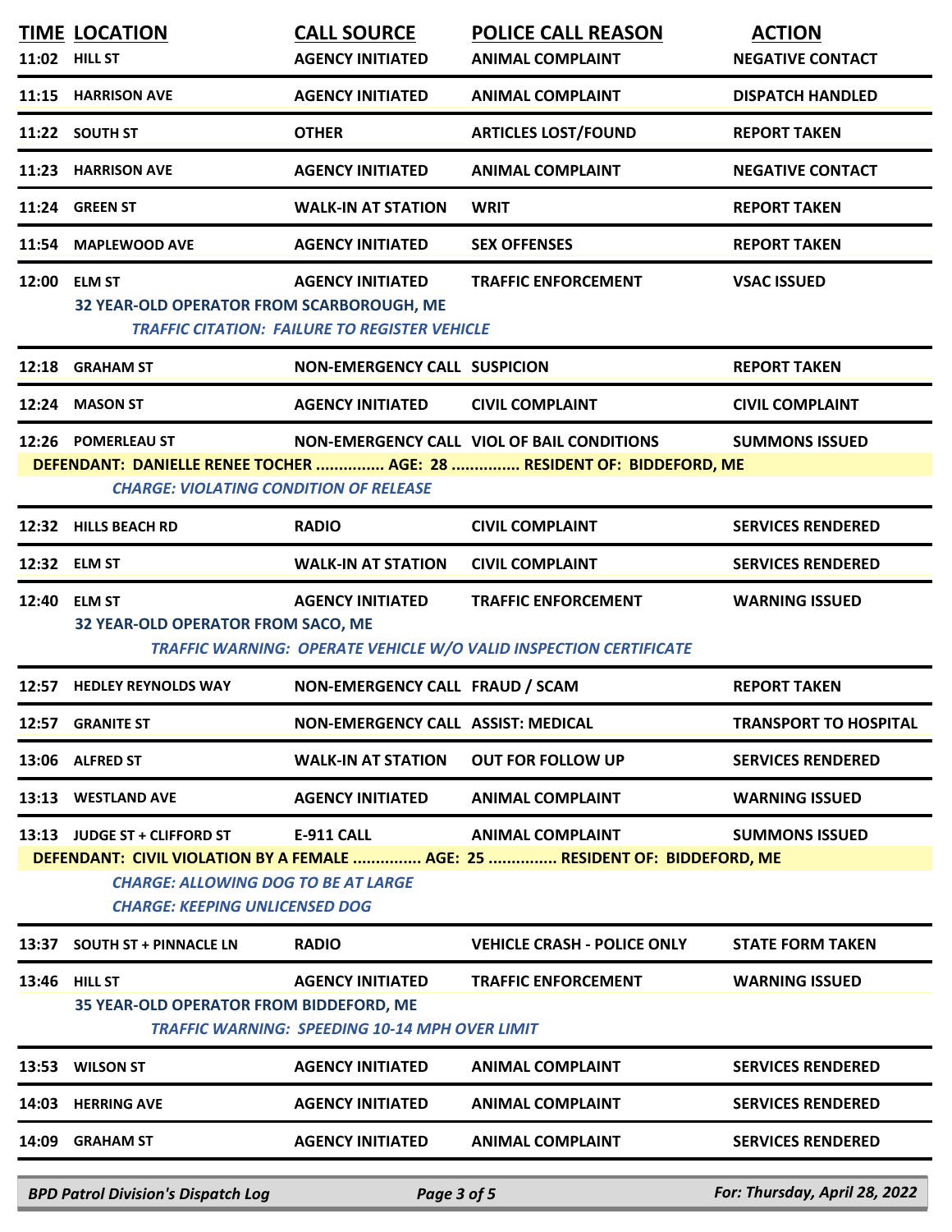| TIME | LOCATION | CALL SOURCE | POLICE CALL REASON | ACTION |
|---|---|---|---|---|
| 11:02 | HILL ST | AGENCY INITIATED | ANIMAL COMPLAINT | NEGATIVE CONTACT |
| 11:15 | HARRISON AVE | AGENCY INITIATED | ANIMAL COMPLAINT | DISPATCH HANDLED |
| 11:22 | SOUTH ST | OTHER | ARTICLES LOST/FOUND | REPORT TAKEN |
| 11:23 | HARRISON AVE | AGENCY INITIATED | ANIMAL COMPLAINT | NEGATIVE CONTACT |
| 11:24 | GREEN ST | WALK-IN AT STATION | WRIT | REPORT TAKEN |
| 11:54 | MAPLEWOOD AVE | AGENCY INITIATED | SEX OFFENSES | REPORT TAKEN |
| 12:00 | ELM ST | AGENCY INITIATED | TRAFFIC ENFORCEMENT | VSAC ISSUED |
| | 32 YEAR-OLD OPERATOR FROM SCARBOROUGH, ME<br>*TRAFFIC CITATION: FAILURE TO REGISTER VEHICLE* | | | |
| 12:18 | GRAHAM ST | NON-EMERGENCY CALL | SUSPICION | REPORT TAKEN |
| 12:24 | MASON ST | AGENCY INITIATED | CIVIL COMPLAINT | CIVIL COMPLAINT |
| 12:26 | POMERLEAU ST | NON-EMERGENCY CALL | VIOL OF BAIL CONDITIONS | SUMMONS ISSUED |
| | DEFENDANT: DANIELLE RENEE TOCHER ............... AGE: 28 ............... RESIDENT OF: BIDDEFORD, ME<br>*CHARGE: VIOLATING CONDITION OF RELEASE* | | | |
| 12:32 | HILLS BEACH RD | RADIO | CIVIL COMPLAINT | SERVICES RENDERED |
| 12:32 | ELM ST | WALK-IN AT STATION | CIVIL COMPLAINT | SERVICES RENDERED |
| 12:40 | ELM ST | AGENCY INITIATED | TRAFFIC ENFORCEMENT | WARNING ISSUED |
| | 32 YEAR-OLD OPERATOR FROM SACO, ME<br>*TRAFFIC WARNING: OPERATE VEHICLE W/O VALID INSPECTION CERTIFICATE* | | | |
| 12:57 | HEDLEY REYNOLDS WAY | NON-EMERGENCY CALL | FRAUD / SCAM | REPORT TAKEN |
| 12:57 | GRANITE ST | NON-EMERGENCY CALL | ASSIST: MEDICAL | TRANSPORT TO HOSPITAL |
| 13:06 | ALFRED ST | WALK-IN AT STATION | OUT FOR FOLLOW UP | SERVICES RENDERED |
| 13:13 | WESTLAND AVE | AGENCY INITIATED | ANIMAL COMPLAINT | WARNING ISSUED |
| 13:13 | JUDGE ST + CLIFFORD ST | E-911 CALL | ANIMAL COMPLAINT | SUMMONS ISSUED |
| | DEFENDANT: CIVIL VIOLATION BY A FEMALE ............... AGE: 25 ............... RESIDENT OF: BIDDEFORD, ME<br>*CHARGE: ALLOWING DOG TO BE AT LARGE*<br>*CHARGE: KEEPING UNLICENSED DOG* | | | |
| 13:37 | SOUTH ST + PINNACLE LN | RADIO | VEHICLE CRASH - POLICE ONLY | STATE FORM TAKEN |
| 13:46 | HILL ST | AGENCY INITIATED | TRAFFIC ENFORCEMENT | WARNING ISSUED |
| | 35 YEAR-OLD OPERATOR FROM BIDDEFORD, ME<br>*TRAFFIC WARNING: SPEEDING 10-14 MPH OVER LIMIT* | | | |
| 13:53 | WILSON ST | AGENCY INITIATED | ANIMAL COMPLAINT | SERVICES RENDERED |
| 14:03 | HERRING AVE | AGENCY INITIATED | ANIMAL COMPLAINT | SERVICES RENDERED |
| 14:09 | GRAHAM ST | AGENCY INITIATED | ANIMAL COMPLAINT | SERVICES RENDERED |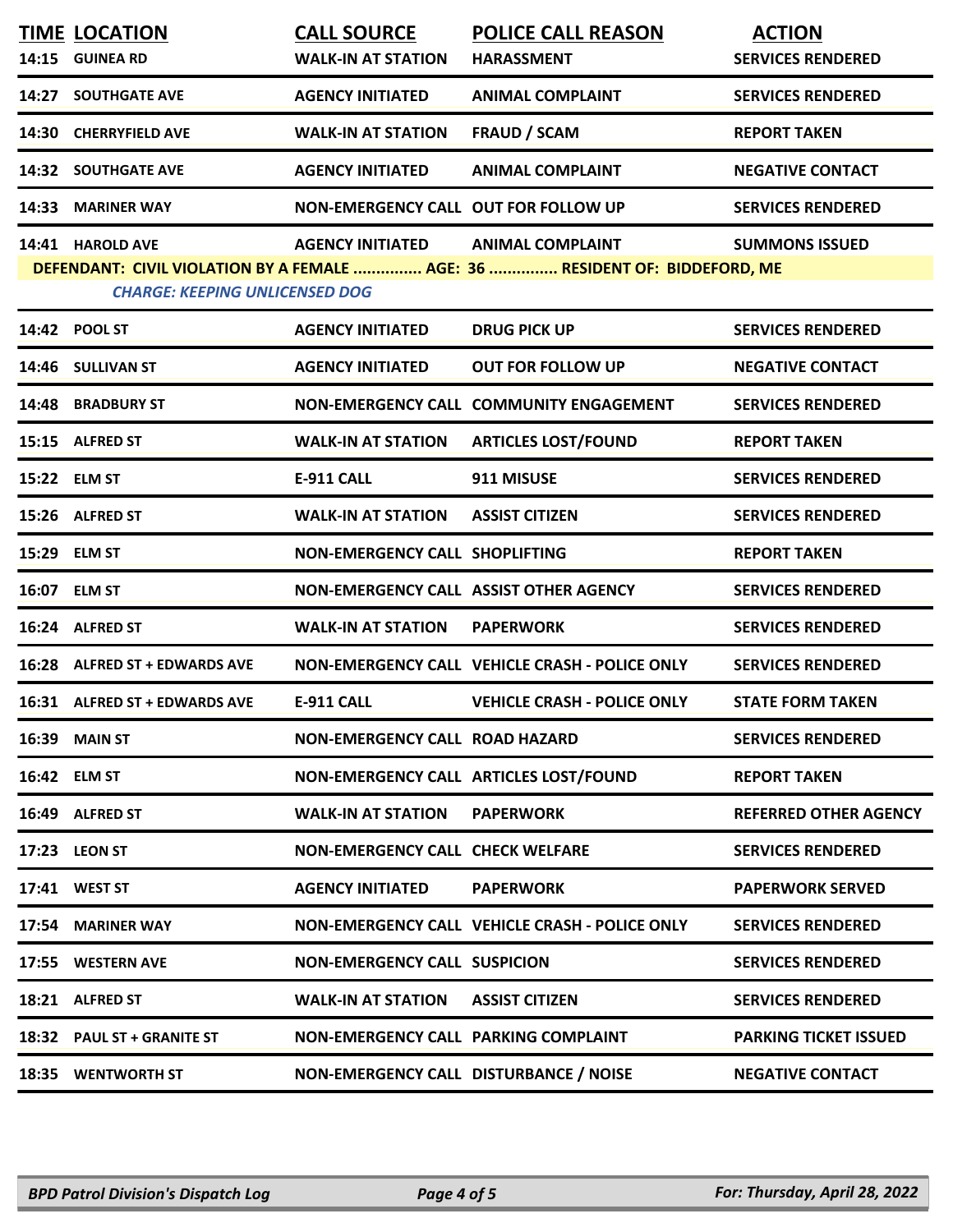| TIME | LOCATION | CALL SOURCE | POLICE CALL REASON | ACTION |
|---|---|---|---|---|
| 14:15 | GUINEA RD | WALK-IN AT STATION | HARASSMENT | SERVICES RENDERED |
| 14:27 | SOUTHGATE AVE | AGENCY INITIATED | ANIMAL COMPLAINT | SERVICES RENDERED |
| 14:30 | CHERRYFIELD AVE | WALK-IN AT STATION | FRAUD / SCAM | REPORT TAKEN |
| 14:32 | SOUTHGATE AVE | AGENCY INITIATED | ANIMAL COMPLAINT | NEGATIVE CONTACT |
| 14:33 | MARINER WAY | NON-EMERGENCY CALL | OUT FOR FOLLOW UP | SERVICES RENDERED |
| 14:41 | HAROLD AVE | AGENCY INITIATED | ANIMAL COMPLAINT | SUMMONS ISSUED |
| DEFENDANT: CIVIL VIOLATION BY A FEMALE ............... AGE: 36 ............... RESIDENT OF: BIDDEFORD, ME | | | | |
| CHARGE: KEEPING UNLICENSED DOG | | | | |
| 14:42 | POOL ST | AGENCY INITIATED | DRUG PICK UP | SERVICES RENDERED |
| 14:46 | SULLIVAN ST | AGENCY INITIATED | OUT FOR FOLLOW UP | NEGATIVE CONTACT |
| 14:48 | BRADBURY ST | NON-EMERGENCY CALL | COMMUNITY ENGAGEMENT | SERVICES RENDERED |
| 15:15 | ALFRED ST | WALK-IN AT STATION | ARTICLES LOST/FOUND | REPORT TAKEN |
| 15:22 | ELM ST | E-911 CALL | 911 MISUSE | SERVICES RENDERED |
| 15:26 | ALFRED ST | WALK-IN AT STATION | ASSIST CITIZEN | SERVICES RENDERED |
| 15:29 | ELM ST | NON-EMERGENCY CALL | SHOPLIFTING | REPORT TAKEN |
| 16:07 | ELM ST | NON-EMERGENCY CALL | ASSIST OTHER AGENCY | SERVICES RENDERED |
| 16:24 | ALFRED ST | WALK-IN AT STATION | PAPERWORK | SERVICES RENDERED |
| 16:28 | ALFRED ST + EDWARDS AVE | NON-EMERGENCY CALL | VEHICLE CRASH - POLICE ONLY | SERVICES RENDERED |
| 16:31 | ALFRED ST + EDWARDS AVE | E-911 CALL | VEHICLE CRASH - POLICE ONLY | STATE FORM TAKEN |
| 16:39 | MAIN ST | NON-EMERGENCY CALL | ROAD HAZARD | SERVICES RENDERED |
| 16:42 | ELM ST | NON-EMERGENCY CALL | ARTICLES LOST/FOUND | REPORT TAKEN |
| 16:49 | ALFRED ST | WALK-IN AT STATION | PAPERWORK | REFERRED OTHER AGENCY |
| 17:23 | LEON ST | NON-EMERGENCY CALL | CHECK WELFARE | SERVICES RENDERED |
| 17:41 | WEST ST | AGENCY INITIATED | PAPERWORK | PAPERWORK SERVED |
| 17:54 | MARINER WAY | NON-EMERGENCY CALL | VEHICLE CRASH - POLICE ONLY | SERVICES RENDERED |
| 17:55 | WESTERN AVE | NON-EMERGENCY CALL | SUSPICION | SERVICES RENDERED |
| 18:21 | ALFRED ST | WALK-IN AT STATION | ASSIST CITIZEN | SERVICES RENDERED |
| 18:32 | PAUL ST + GRANITE ST | NON-EMERGENCY CALL | PARKING COMPLAINT | PARKING TICKET ISSUED |
| 18:35 | WENTWORTH ST | NON-EMERGENCY CALL | DISTURBANCE / NOISE | NEGATIVE CONTACT |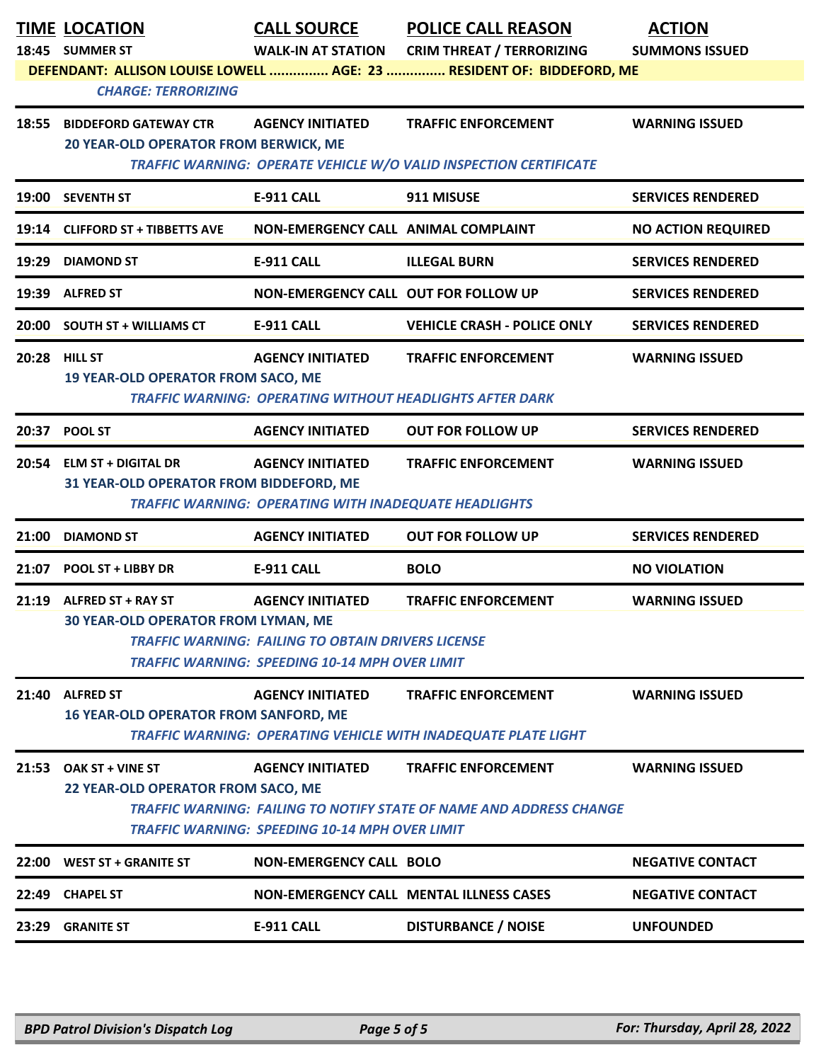| TIME | LOCATION | CALL SOURCE | POLICE CALL REASON | ACTION |
|---|---|---|---|---|
| 18:45 | SUMMER ST | WALK-IN AT STATION | CRIM THREAT / TERRORIZING | SUMMONS ISSUED |
| | DEFENDANT: ALLISON LOUISE LOWELL ............... AGE: 23 ............... RESIDENT OF: BIDDEFORD, ME | | | |
| | *CHARGE: TERRORIZING* | | | |
| 18:55 | BIDDEFORD GATEWAY CTR | AGENCY INITIATED | TRAFFIC ENFORCEMENT | WARNING ISSUED |
| | 20 YEAR-OLD OPERATOR FROM BERWICK, ME | | | |
| | | *TRAFFIC WARNING: OPERATE VEHICLE W/O VALID INSPECTION CERTIFICATE* | | |
| 19:00 | SEVENTH ST | E-911 CALL | 911 MISUSE | SERVICES RENDERED |
| 19:14 | CLIFFORD ST + TIBBETTS AVE | NON-EMERGENCY CALL | ANIMAL COMPLAINT | NO ACTION REQUIRED |
| 19:29 | DIAMOND ST | E-911 CALL | ILLEGAL BURN | SERVICES RENDERED |
| 19:39 | ALFRED ST | NON-EMERGENCY CALL | OUT FOR FOLLOW UP | SERVICES RENDERED |
| 20:00 | SOUTH ST + WILLIAMS CT | E-911 CALL | VEHICLE CRASH - POLICE ONLY | SERVICES RENDERED |
| 20:28 | HILL ST | AGENCY INITIATED | TRAFFIC ENFORCEMENT | WARNING ISSUED |
| | 19 YEAR-OLD OPERATOR FROM SACO, ME | | | |
| | | *TRAFFIC WARNING: OPERATING WITHOUT HEADLIGHTS AFTER DARK* | | |
| 20:37 | POOL ST | AGENCY INITIATED | OUT FOR FOLLOW UP | SERVICES RENDERED |
| 20:54 | ELM ST + DIGITAL DR | AGENCY INITIATED | TRAFFIC ENFORCEMENT | WARNING ISSUED |
| | 31 YEAR-OLD OPERATOR FROM BIDDEFORD, ME | | | |
| | | *TRAFFIC WARNING: OPERATING WITH INADEQUATE HEADLIGHTS* | | |
| 21:00 | DIAMOND ST | AGENCY INITIATED | OUT FOR FOLLOW UP | SERVICES RENDERED |
| 21:07 | POOL ST + LIBBY DR | E-911 CALL | BOLO | NO VIOLATION |
| 21:19 | ALFRED ST + RAY ST | AGENCY INITIATED | TRAFFIC ENFORCEMENT | WARNING ISSUED |
| | 30 YEAR-OLD OPERATOR FROM LYMAN, ME | | | |
| | | *TRAFFIC WARNING: FAILING TO OBTAIN DRIVERS LICENSE* | | |
| | | *TRAFFIC WARNING: SPEEDING 10-14 MPH OVER LIMIT* | | |
| 21:40 | ALFRED ST | AGENCY INITIATED | TRAFFIC ENFORCEMENT | WARNING ISSUED |
| | 16 YEAR-OLD OPERATOR FROM SANFORD, ME | | | |
| | | *TRAFFIC WARNING: OPERATING VEHICLE WITH INADEQUATE PLATE LIGHT* | | |
| 21:53 | OAK ST + VINE ST | AGENCY INITIATED | TRAFFIC ENFORCEMENT | WARNING ISSUED |
| | 22 YEAR-OLD OPERATOR FROM SACO, ME | | | |
| | | *TRAFFIC WARNING: FAILING TO NOTIFY STATE OF NAME AND ADDRESS CHANGE* | | |
| | | *TRAFFIC WARNING: SPEEDING 10-14 MPH OVER LIMIT* | | |
| 22:00 | WEST ST + GRANITE ST | NON-EMERGENCY CALL | BOLO | NEGATIVE CONTACT |
| 22:49 | CHAPEL ST | NON-EMERGENCY CALL | MENTAL ILLNESS CASES | NEGATIVE CONTACT |
| 23:29 | GRANITE ST | E-911 CALL | DISTURBANCE / NOISE | UNFOUNDED |